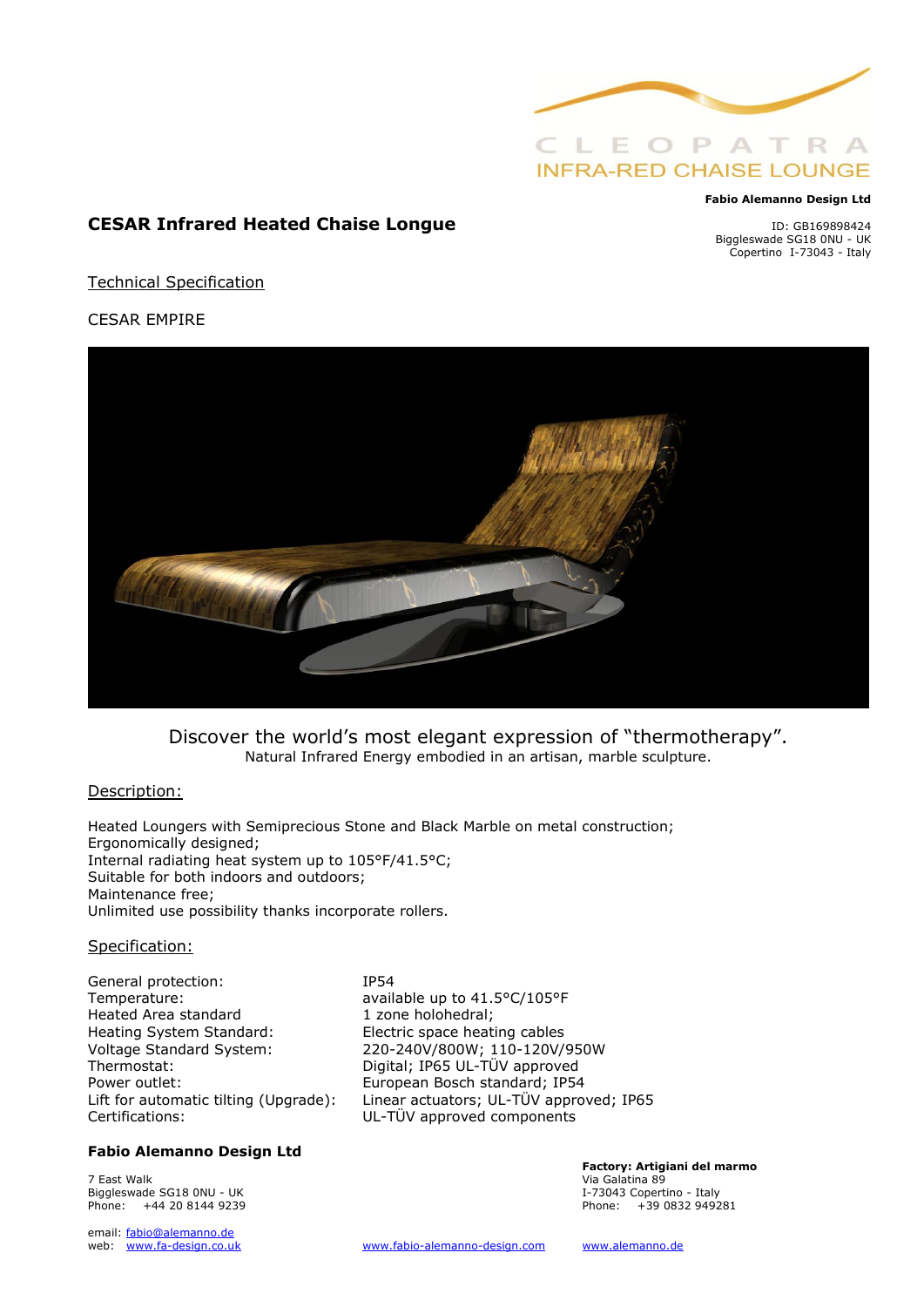CLEOPATRA
INFRA-RED CHAISE LOUNGE

**Fabio Alemanno Design Ltd**

ID: GB169898424
Biggleswade SG18 0NU - UK
Copertino I-73043 - Italy

## CESAR Infrared Heated Chaise Longue

Technical Specification

CESAR EMPIRE

Discover the world's most elegant expression of "thermotherapy".
Natural Infrared Energy embodied in an artisan, marble sculpture.

### Description:

Heated Loungers with Semiprecious Stone and Black Marble on metal construction;
Ergonomically designed;
Internal radiating heat system up to 105°F/41.5°C;
Suitable for both indoors and outdoors;
Maintenance free;
Unlimited use possibility thanks incorporate rollers.

### Specification:

| | |
|---|---|
| General protection: | IP54 |
| Temperature: | available up to 41.5°C/105°F |
| Heated Area standard | 1 zone holohedral; |
| Heating System Standard: | Electric space heating cables |
| Voltage Standard System: | 220-240V/800W; 110-120V/950W |
| Thermostat: | Digital; IP65 UL-TÜV approved |
| Power outlet: | European Bosch standard; IP54 |
| Lift for automatic tilting (Upgrade): | Linear actuators; UL-TÜV approved; IP65 |
| Certifications: | UL-TÜV approved components |

**Fabio Alemanno Design Ltd**

7 East Walk
Biggleswade SG18 0NU - UK
Phone: +44 20 8144 9239

email: fabio@alemanno.de
web: www.fa-design.co.uk

www.fabio-alemanno-design.com

**Factory: Artigiani del marmo**
Via Galatina 89
I-73043 Copertino - Italy
Phone: +39 0832 949281

www.alemanno.de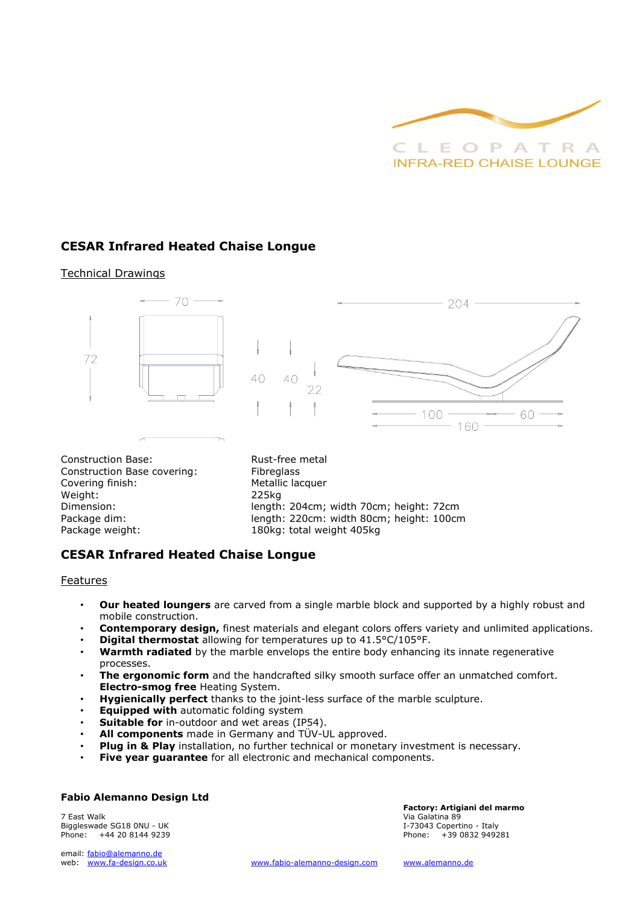CLEOPATRA
INFRA-RED CHAISE LOUNGE

## CESAR Infrared Heated Chaise Longue

Technical Drawings

70
72
40
40
22
204
100
60
160

| | |
|---|---|
| Construction Base: | Rust-free metal |
| Construction Base covering: | Fibreglass |
| Covering finish: | Metallic lacquer |
| Weight: | 225kg |
| Dimension: | length: 204cm; width 70cm; height: 72cm |
| Package dim: | length: 220cm: width 80cm; height: 100cm |
| Package weight: | 180kg: total weight 405kg |

## CESAR Infrared Heated Chaise Longue

Features

- **Our heated loungers** are carved from a single marble block and supported by a highly robust and mobile construction.
- **Contemporary design,** finest materials and elegant colors offers variety and unlimited applications.
- **Digital thermostat** allowing for temperatures up to 41.5°C/105°F.
- **Warmth radiated** by the marble envelops the entire body enhancing its innate regenerative processes.
- **The ergonomic form** and the handcrafted silky smooth surface offer an unmatched comfort. **Electro-smog free** Heating System.
- **Hygienically perfect** thanks to the joint-less surface of the marble sculpture.
- **Equipped with** automatic folding system
- **Suitable for** in-outdoor and wet areas (IP54).
- **All components** made in Germany and TÜV-UL approved.
- **Plug in & Play** installation, no further technical or monetary investment is necessary.
- **Five year guarantee** for all electronic and mechanical components.

**Fabio Alemanno Design Ltd**

7 East Walk
Biggleswade SG18 0NU - UK
Phone: +44 20 8144 9239

email: fabio@alemanno.de
web: www.fa-design.co.uk

www.fabio-alemanno-design.com

**Factory: Artigiani del marmo**
Via Galatina 89
I-73043 Copertino - Italy
Phone: +39 0832 949281

www.alemanno.de